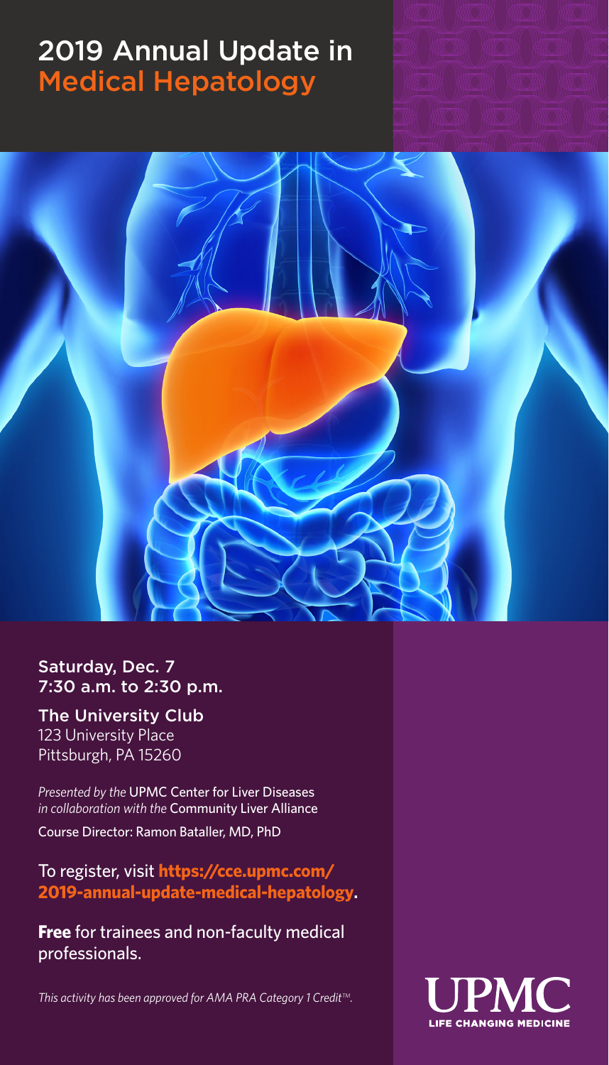# 2019 Annual Update in Medical Hepatology

Saturday, Dec. 7
7:30 a.m. to 2:30 p.m.

**The University Club**
123 University Place
Pittsburgh, PA 15260

*Presented by the* UPMC Center for Liver Diseases
*in collaboration with the* Community Liver Alliance

Course Director: Ramon Bataller, MD, PhD

To register, visit **https://cce.upmc.com/2019-annual-update-medical-hepatology**.

**Free** for trainees and non-faculty medical professionals.

*This activity has been approved for AMA PRA Category 1 Credit™.*

UPMC
LIFE CHANGING MEDICINE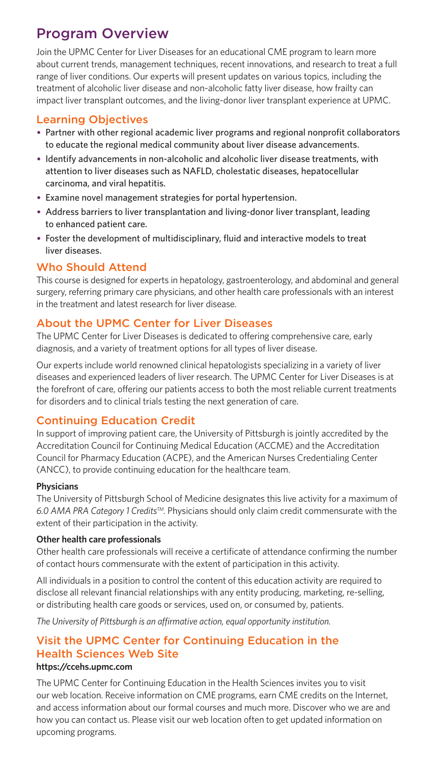# Program Overview

Join the UPMC Center for Liver Diseases for an educational CME program to learn more about current trends, management techniques, recent innovations, and research to treat a full range of liver conditions. Our experts will present updates on various topics, including the treatment of alcoholic liver disease and non-alcoholic fatty liver disease, how frailty can impact liver transplant outcomes, and the living-donor liver transplant experience at UPMC.

## Learning Objectives

- Partner with other regional academic liver programs and regional nonprofit collaborators to educate the regional medical community about liver disease advancements.
- Identify advancements in non-alcoholic and alcoholic liver disease treatments, with attention to liver diseases such as NAFLD, cholestatic diseases, hepatocellular carcinoma, and viral hepatitis.
- Examine novel management strategies for portal hypertension.
- Address barriers to liver transplantation and living-donor liver transplant, leading to enhanced patient care.
- Foster the development of multidisciplinary, fluid and interactive models to treat liver diseases.

## Who Should Attend

This course is designed for experts in hepatology, gastroenterology, and abdominal and general surgery, referring primary care physicians, and other health care professionals with an interest in the treatment and latest research for liver disease.

## About the UPMC Center for Liver Diseases

The UPMC Center for Liver Diseases is dedicated to offering comprehensive care, early diagnosis, and a variety of treatment options for all types of liver disease.

Our experts include world renowned clinical hepatologists specializing in a variety of liver diseases and experienced leaders of liver research. The UPMC Center for Liver Diseases is at the forefront of care, offering our patients access to both the most reliable current treatments for disorders and to clinical trials testing the next generation of care.

## Continuing Education Credit

In support of improving patient care, the University of Pittsburgh is jointly accredited by the Accreditation Council for Continuing Medical Education (ACCME) and the Accreditation Council for Pharmacy Education (ACPE), and the American Nurses Credentialing Center (ANCC), to provide continuing education for the healthcare team.

**Physicians**

The University of Pittsburgh School of Medicine designates this live activity for a maximum of *6.0 AMA PRA Category 1 Credits™.* Physicians should only claim credit commensurate with the extent of their participation in the activity.

**Other health care professionals**

Other health care professionals will receive a certificate of attendance confirming the number of contact hours commensurate with the extent of participation in this activity.

All individuals in a position to control the content of this education activity are required to disclose all relevant financial relationships with any entity producing, marketing, re-selling, or distributing health care goods or services, used on, or consumed by, patients.

*The University of Pittsburgh is an affirmative action, equal opportunity institution.*

## Visit the UPMC Center for Continuing Education in the Health Sciences Web Site

**https://ccehs.upmc.com**

The UPMC Center for Continuing Education in the Health Sciences invites you to visit our web location. Receive information on CME programs, earn CME credits on the Internet, and access information about our formal courses and much more. Discover who we are and how you can contact us. Please visit our web location often to get updated information on upcoming programs.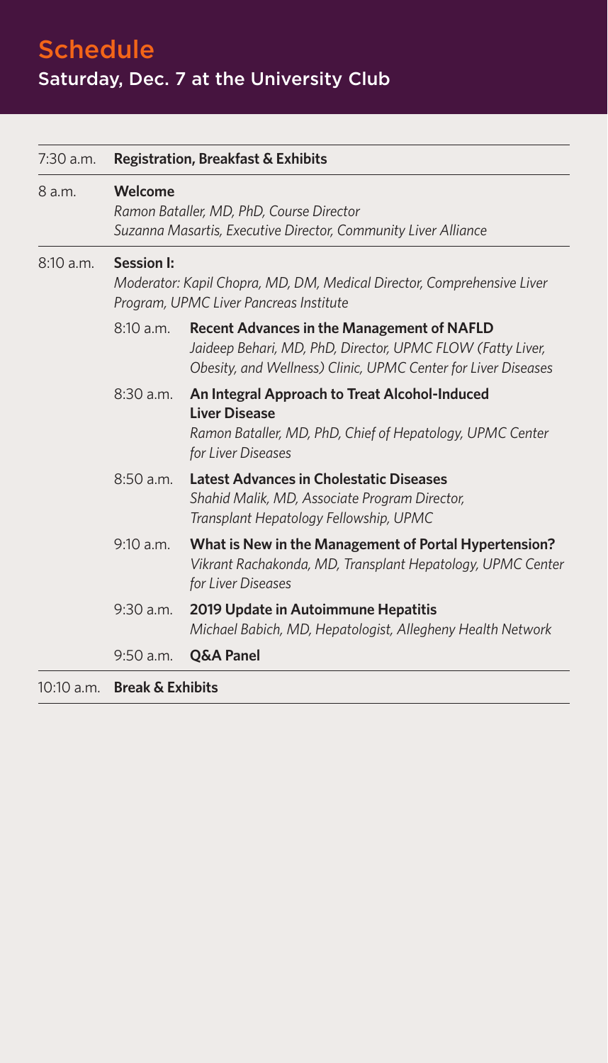# Schedule

## Saturday, Dec. 7 at the University Club

| | | |
|---|---|---|
| 7:30 a.m. | **Registration, Breakfast & Exhibits** | |
| 8 a.m. | **Welcome**<br>*Ramon Bataller, MD, PhD, Course Director*<br>*Suzanna Masartis, Executive Director, Community Liver Alliance* | |
| 8:10 a.m. | **Session I:**<br>*Moderator: Kapil Chopra, MD, DM, Medical Director, Comprehensive Liver Program, UPMC Liver Pancreas Institute* | |
| | 8:10 a.m. | **Recent Advances in the Management of NAFLD**<br>*Jaideep Behari, MD, PhD, Director, UPMC FLOW (Fatty Liver, Obesity, and Wellness) Clinic, UPMC Center for Liver Diseases* |
| | 8:30 a.m. | **An Integral Approach to Treat Alcohol-Induced Liver Disease**<br>*Ramon Bataller, MD, PhD, Chief of Hepatology, UPMC Center for Liver Diseases* |
| | 8:50 a.m. | **Latest Advances in Cholestatic Diseases**<br>*Shahid Malik, MD, Associate Program Director, Transplant Hepatology Fellowship, UPMC* |
| | 9:10 a.m. | **What is New in the Management of Portal Hypertension?**<br>*Vikrant Rachakonda, MD, Transplant Hepatology, UPMC Center for Liver Diseases* |
| | 9:30 a.m. | **2019 Update in Autoimmune Hepatitis**<br>*Michael Babich, MD, Hepatologist, Allegheny Health Network* |
| | 9:50 a.m. | **Q&A Panel** |
| 10:10 a.m. | **Break & Exhibits** | |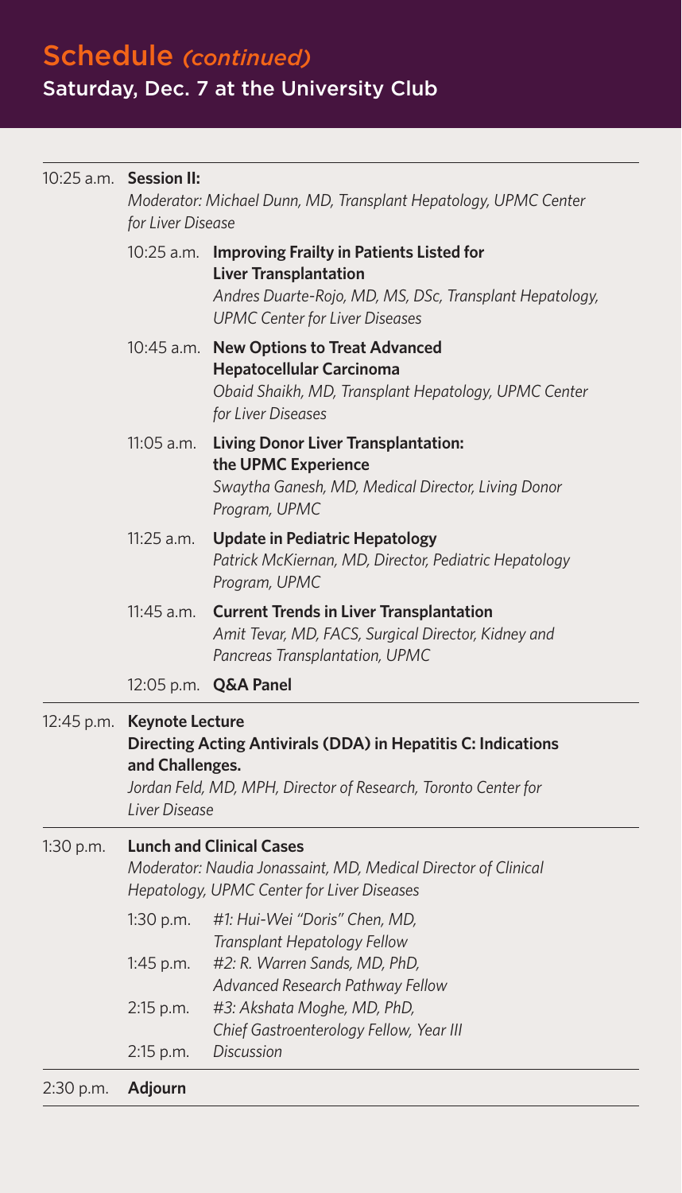# Schedule *(continued)*

## Saturday, Dec. 7 at the University Club

| | | |
|---|---|---|
| 10:25 a.m. | **Session II:** *Moderator: Michael Dunn, MD, Transplant Hepatology, UPMC Center for Liver Disease* | |
| | 10:25 a.m. | **Improving Frailty in Patients Listed for Liver Transplantation** *Andres Duarte-Rojo, MD, MS, DSc, Transplant Hepatology, UPMC Center for Liver Diseases* |
| | 10:45 a.m. | **New Options to Treat Advanced Hepatocellular Carcinoma** *Obaid Shaikh, MD, Transplant Hepatology, UPMC Center for Liver Diseases* |
| | 11:05 a.m. | **Living Donor Liver Transplantation: the UPMC Experience** *Swaytha Ganesh, MD, Medical Director, Living Donor Program, UPMC* |
| | 11:25 a.m. | **Update in Pediatric Hepatology** *Patrick McKiernan, MD, Director, Pediatric Hepatology Program, UPMC* |
| | 11:45 a.m. | **Current Trends in Liver Transplantation** *Amit Tevar, MD, FACS, Surgical Director, Kidney and Pancreas Transplantation, UPMC* |
| | 12:05 p.m. | **Q&A Panel** |
| 12:45 p.m. | **Keynote Lecture** **Directing Acting Antivirals (DDA) in Hepatitis C: Indications and Challenges.** *Jordan Feld, MD, MPH, Director of Research, Toronto Center for Liver Disease* | |
| 1:30 p.m. | **Lunch and Clinical Cases** *Moderator: Naudia Jonassaint, MD, Medical Director of Clinical Hepatology, UPMC Center for Liver Diseases* | |
| | 1:30 p.m. | *#1: Hui-Wei "Doris" Chen, MD, Transplant Hepatology Fellow* |
| | 1:45 p.m. | *#2: R. Warren Sands, MD, PhD, Advanced Research Pathway Fellow* |
| | 2:15 p.m. | *#3: Akshata Moghe, MD, PhD, Chief Gastroenterology Fellow, Year III* |
| | 2:15 p.m. | *Discussion* |
| 2:30 p.m. | **Adjourn** | |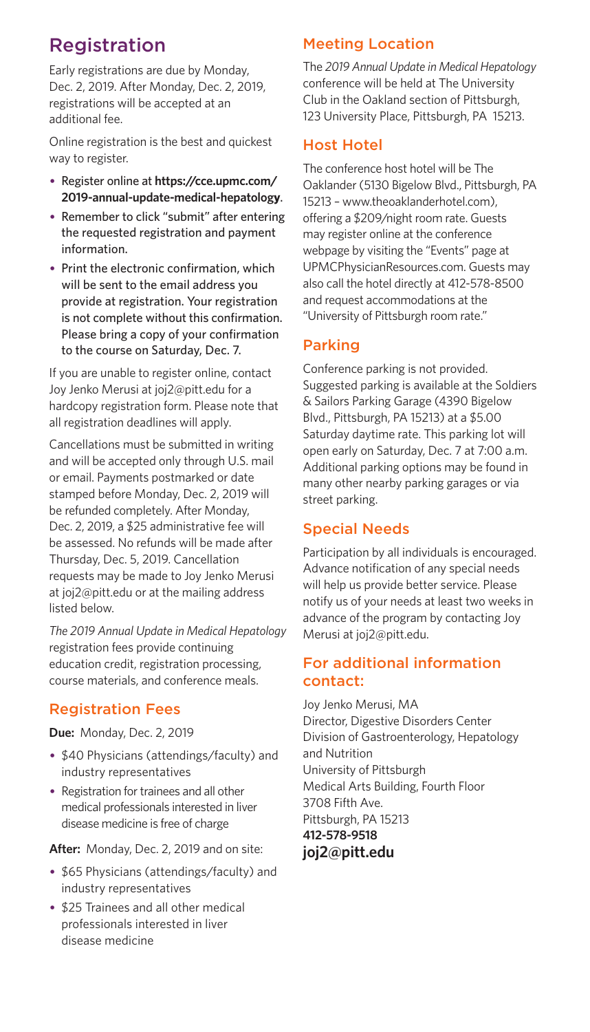## Registration

Early registrations are due by Monday, Dec. 2, 2019. After Monday, Dec. 2, 2019, registrations will be accepted at an additional fee.

Online registration is the best and quickest way to register.

- Register online at **https://cce.upmc.com/2019-annual-update-medical-hepatology**.
- Remember to click "submit" after entering the requested registration and payment information.
- Print the electronic confirmation, which will be sent to the email address you provide at registration. Your registration is not complete without this confirmation. Please bring a copy of your confirmation to the course on Saturday, Dec. 7.

If you are unable to register online, contact Joy Jenko Merusi at joj2@pitt.edu for a hardcopy registration form. Please note that all registration deadlines will apply.

Cancellations must be submitted in writing and will be accepted only through U.S. mail or email. Payments postmarked or date stamped before Monday, Dec. 2, 2019 will be refunded completely. After Monday, Dec. 2, 2019, a $25 administrative fee will be assessed. No refunds will be made after Thursday, Dec. 5, 2019. Cancellation requests may be made to Joy Jenko Merusi at joj2@pitt.edu or at the mailing address listed below.

*The 2019 Annual Update in Medical Hepatology* registration fees provide continuing education credit, registration processing, course materials, and conference meals.

### Registration Fees

**Due:** Monday, Dec. 2, 2019

- $40 Physicians (attendings/faculty) and industry representatives
- Registration for trainees and all other medical professionals interested in liver disease medicine is free of charge

**After:** Monday, Dec. 2, 2019 and on site:

- $65 Physicians (attendings/faculty) and industry representatives
- $25 Trainees and all other medical professionals interested in liver disease medicine

### Meeting Location

The *2019 Annual Update in Medical Hepatology* conference will be held at The University Club in the Oakland section of Pittsburgh, 123 University Place, Pittsburgh, PA 15213.

### Host Hotel

The conference host hotel will be The Oaklander (5130 Bigelow Blvd., Pittsburgh, PA 15213 – www.theoaklanderhotel.com), offering a $209/night room rate. Guests may register online at the conference webpage by visiting the "Events" page at UPMCPhysicianResources.com. Guests may also call the hotel directly at 412-578-8500 and request accommodations at the "University of Pittsburgh room rate."

### Parking

Conference parking is not provided. Suggested parking is available at the Soldiers & Sailors Parking Garage (4390 Bigelow Blvd., Pittsburgh, PA 15213) at a $5.00 Saturday daytime rate. This parking lot will open early on Saturday, Dec. 7 at 7:00 a.m. Additional parking options may be found in many other nearby parking garages or via street parking.

### Special Needs

Participation by all individuals is encouraged. Advance notification of any special needs will help us provide better service. Please notify us of your needs at least two weeks in advance of the program by contacting Joy Merusi at joj2@pitt.edu.

### For additional information contact:

Joy Jenko Merusi, MA
Director, Digestive Disorders Center
Division of Gastroenterology, Hepatology and Nutrition
University of Pittsburgh
Medical Arts Building, Fourth Floor
3708 Fifth Ave.
Pittsburgh, PA 15213
**412-578-9518**
**joj2@pitt.edu**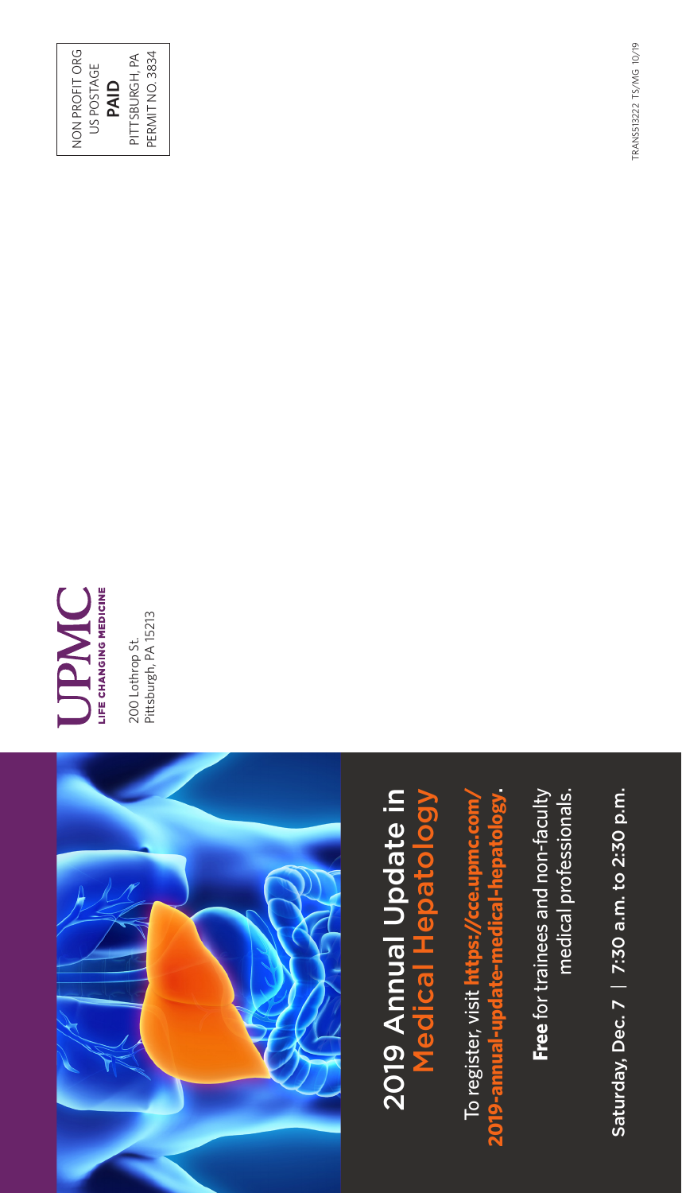NON PROFIT ORG
US POSTAGE
**PAID**
PITTSBURGH, PA
PERMIT NO. 3834

UPMC
LIFE CHANGING MEDICINE

200 Lothrop St.
Pittsburgh, PA 15213

# 2019 Annual Update in Medical Hepatology

To register, visit **https://cce.upmc.com/2019-annual-update-medical-hepatology**.

**Free** for trainees and non-faculty medical professionals.

**Saturday, Dec. 7 | 7:30 a.m. to 2:30 p.m.**

TRANS513222 TS/MG 10/19